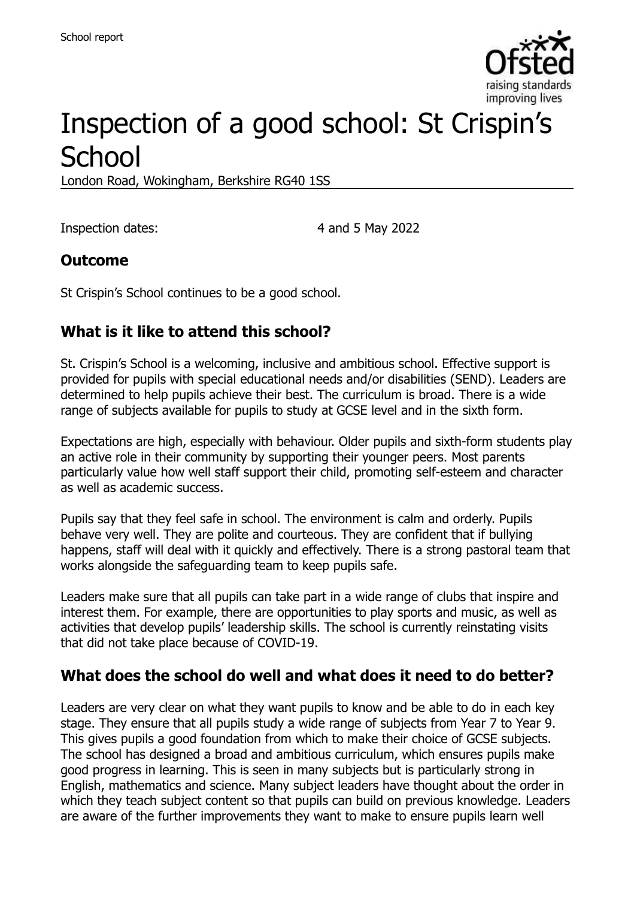School report

# Inspection of a good school: St Crispin's School

London Road, Wokingham, Berkshire RG40 1SS

Inspection dates: 4 and 5 May 2022

## Outcome

St Crispin's School continues to be a good school.

## What is it like to attend this school?

St. Crispin's School is a welcoming, inclusive and ambitious school. Effective support is provided for pupils with special educational needs and/or disabilities (SEND). Leaders are determined to help pupils achieve their best. The curriculum is broad. There is a wide range of subjects available for pupils to study at GCSE level and in the sixth form.

Expectations are high, especially with behaviour. Older pupils and sixth-form students play an active role in their community by supporting their younger peers. Most parents particularly value how well staff support their child, promoting self-esteem and character as well as academic success.

Pupils say that they feel safe in school. The environment is calm and orderly. Pupils behave very well. They are polite and courteous. They are confident that if bullying happens, staff will deal with it quickly and effectively. There is a strong pastoral team that works alongside the safeguarding team to keep pupils safe.

Leaders make sure that all pupils can take part in a wide range of clubs that inspire and interest them. For example, there are opportunities to play sports and music, as well as activities that develop pupils' leadership skills. The school is currently reinstating visits that did not take place because of COVID-19.

## What does the school do well and what does it need to do better?

Leaders are very clear on what they want pupils to know and be able to do in each key stage. They ensure that all pupils study a wide range of subjects from Year 7 to Year 9. This gives pupils a good foundation from which to make their choice of GCSE subjects. The school has designed a broad and ambitious curriculum, which ensures pupils make good progress in learning. This is seen in many subjects but is particularly strong in English, mathematics and science. Many subject leaders have thought about the order in which they teach subject content so that pupils can build on previous knowledge. Leaders are aware of the further improvements they want to make to ensure pupils learn well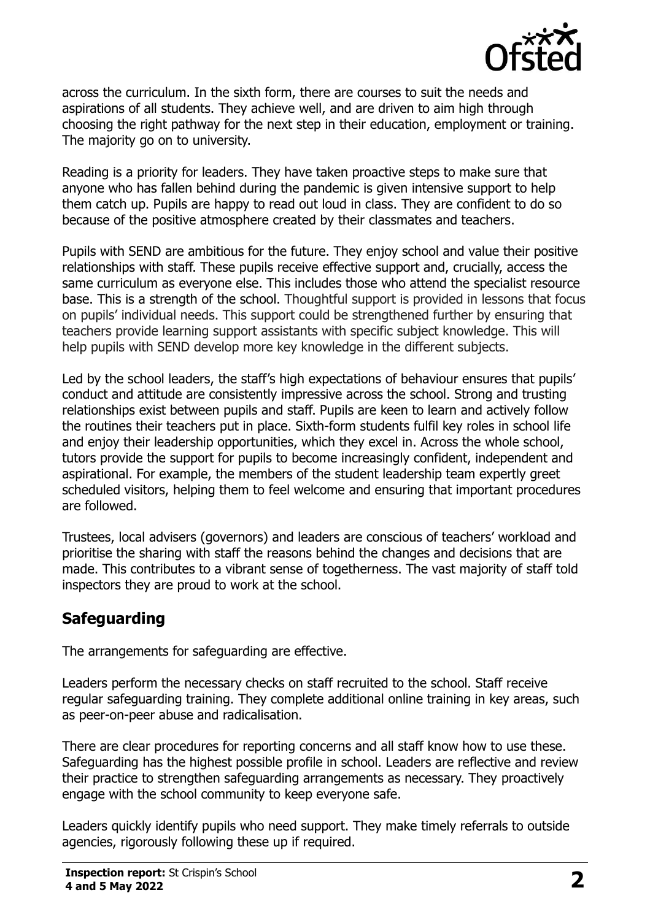across the curriculum. In the sixth form, there are courses to suit the needs and aspirations of all students. They achieve well, and are driven to aim high through choosing the right pathway for the next step in their education, employment or training. The majority go on to university.

Reading is a priority for leaders. They have taken proactive steps to make sure that anyone who has fallen behind during the pandemic is given intensive support to help them catch up. Pupils are happy to read out loud in class. They are confident to do so because of the positive atmosphere created by their classmates and teachers.

Pupils with SEND are ambitious for the future. They enjoy school and value their positive relationships with staff. These pupils receive effective support and, crucially, access the same curriculum as everyone else. This includes those who attend the specialist resource base. This is a strength of the school. Thoughtful support is provided in lessons that focus on pupils' individual needs. This support could be strengthened further by ensuring that teachers provide learning support assistants with specific subject knowledge. This will help pupils with SEND develop more key knowledge in the different subjects.

Led by the school leaders, the staff's high expectations of behaviour ensures that pupils' conduct and attitude are consistently impressive across the school. Strong and trusting relationships exist between pupils and staff. Pupils are keen to learn and actively follow the routines their teachers put in place. Sixth-form students fulfil key roles in school life and enjoy their leadership opportunities, which they excel in. Across the whole school, tutors provide the support for pupils to become increasingly confident, independent and aspirational. For example, the members of the student leadership team expertly greet scheduled visitors, helping them to feel welcome and ensuring that important procedures are followed.

Trustees, local advisers (governors) and leaders are conscious of teachers' workload and prioritise the sharing with staff the reasons behind the changes and decisions that are made. This contributes to a vibrant sense of togetherness. The vast majority of staff told inspectors they are proud to work at the school.

## Safeguarding

The arrangements for safeguarding are effective.

Leaders perform the necessary checks on staff recruited to the school. Staff receive regular safeguarding training. They complete additional online training in key areas, such as peer-on-peer abuse and radicalisation.

There are clear procedures for reporting concerns and all staff know how to use these. Safeguarding has the highest possible profile in school. Leaders are reflective and review their practice to strengthen safeguarding arrangements as necessary. They proactively engage with the school community to keep everyone safe.

Leaders quickly identify pupils who need support. They make timely referrals to outside agencies, rigorously following these up if required.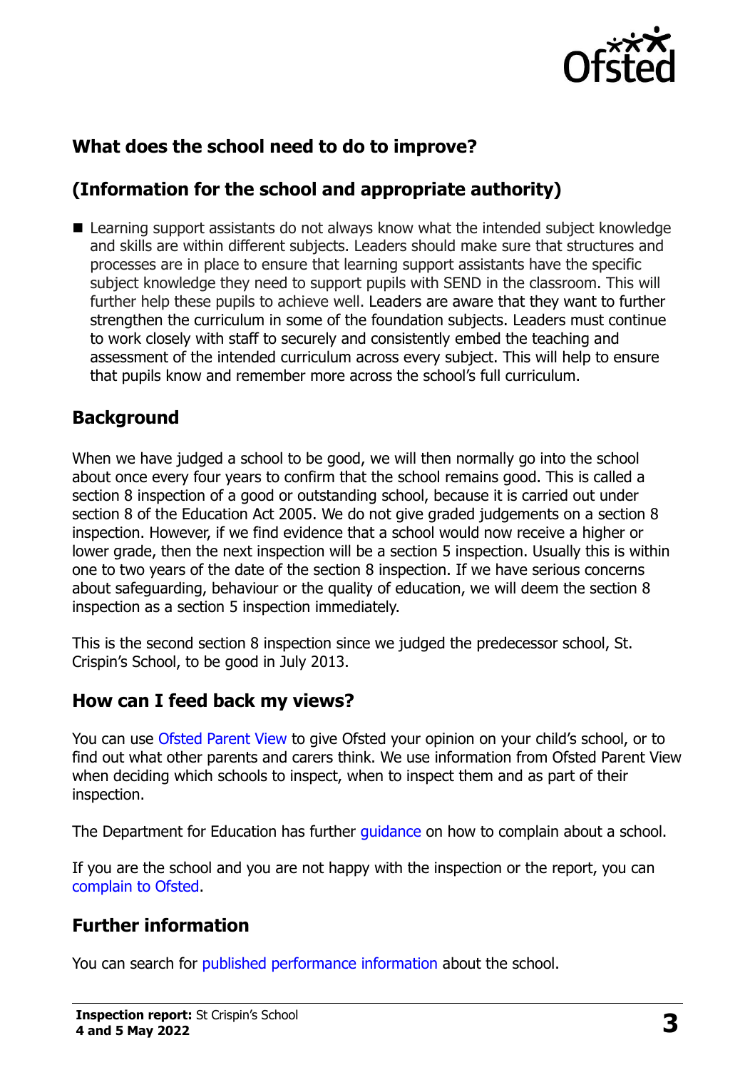## What does the school need to do to improve?

## (Information for the school and appropriate authority)

- Learning support assistants do not always know what the intended subject knowledge and skills are within different subjects. Leaders should make sure that structures and processes are in place to ensure that learning support assistants have the specific subject knowledge they need to support pupils with SEND in the classroom. This will further help these pupils to achieve well. Leaders are aware that they want to further strengthen the curriculum in some of the foundation subjects. Leaders must continue to work closely with staff to securely and consistently embed the teaching and assessment of the intended curriculum across every subject. This will help to ensure that pupils know and remember more across the school's full curriculum.

## Background

When we have judged a school to be good, we will then normally go into the school about once every four years to confirm that the school remains good. This is called a section 8 inspection of a good or outstanding school, because it is carried out under section 8 of the Education Act 2005. We do not give graded judgements on a section 8 inspection. However, if we find evidence that a school would now receive a higher or lower grade, then the next inspection will be a section 5 inspection. Usually this is within one to two years of the date of the section 8 inspection. If we have serious concerns about safeguarding, behaviour or the quality of education, we will deem the section 8 inspection as a section 5 inspection immediately.

This is the second section 8 inspection since we judged the predecessor school, St. Crispin's School, to be good in July 2013.

## How can I feed back my views?

You can use Ofsted Parent View to give Ofsted your opinion on your child's school, or to find out what other parents and carers think. We use information from Ofsted Parent View when deciding which schools to inspect, when to inspect them and as part of their inspection.

The Department for Education has further guidance on how to complain about a school.

If you are the school and you are not happy with the inspection or the report, you can complain to Ofsted.

## Further information

You can search for published performance information about the school.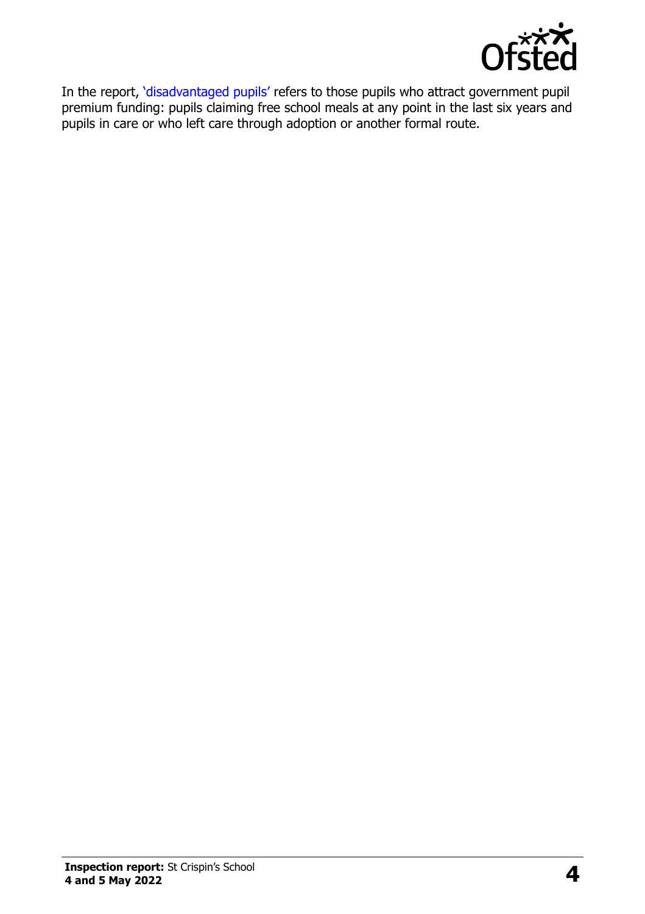In the report, 'disadvantaged pupils' refers to those pupils who attract government pupil premium funding: pupils claiming free school meals at any point in the last six years and pupils in care or who left care through adoption or another formal route.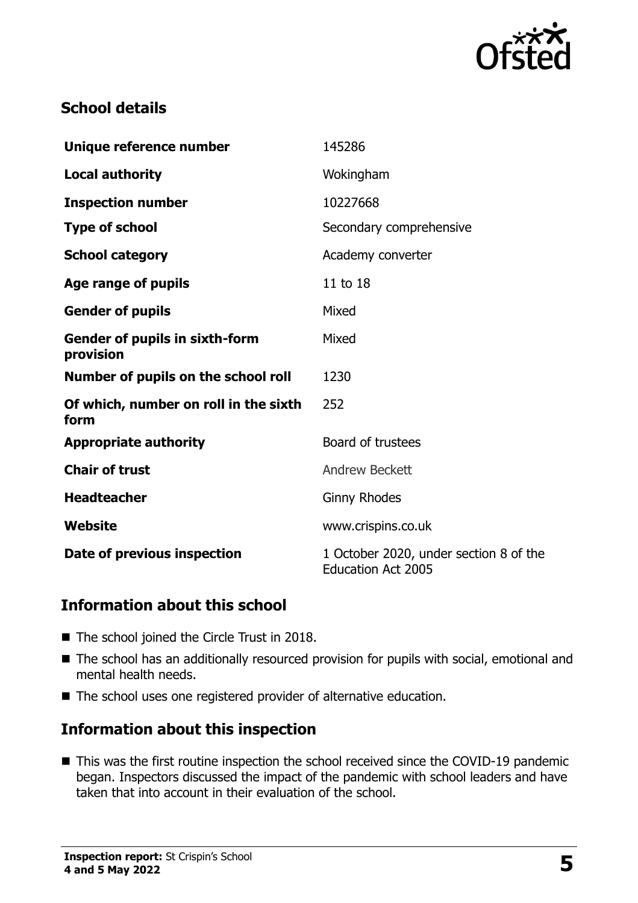## School details

| | |
|---|---|
| **Unique reference number** | 145286 |
| **Local authority** | Wokingham |
| **Inspection number** | 10227668 |
| **Type of school** | Secondary comprehensive |
| **School category** | Academy converter |
| **Age range of pupils** | 11 to 18 |
| **Gender of pupils** | Mixed |
| **Gender of pupils in sixth-form provision** | Mixed |
| **Number of pupils on the school roll** | 1230 |
| **Of which, number on roll in the sixth form** | 252 |
| **Appropriate authority** | Board of trustees |
| **Chair of trust** | Andrew Beckett |
| **Headteacher** | Ginny Rhodes |
| **Website** | www.crispins.co.uk |
| **Date of previous inspection** | 1 October 2020, under section 8 of the Education Act 2005 |

## Information about this school

- The school joined the Circle Trust in 2018.
- The school has an additionally resourced provision for pupils with social, emotional and mental health needs.
- The school uses one registered provider of alternative education.

## Information about this inspection

- This was the first routine inspection the school received since the COVID-19 pandemic began. Inspectors discussed the impact of the pandemic with school leaders and have taken that into account in their evaluation of the school.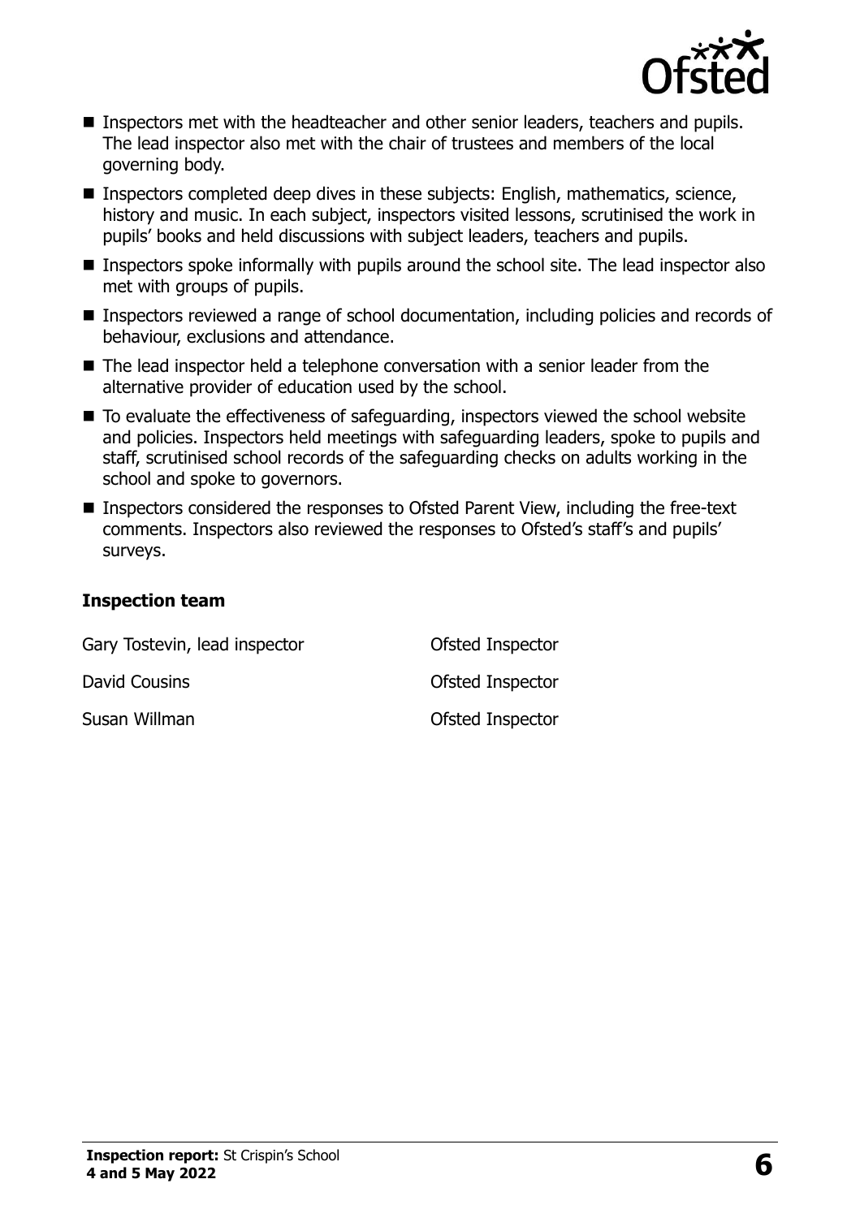- Inspectors met with the headteacher and other senior leaders, teachers and pupils. The lead inspector also met with the chair of trustees and members of the local governing body.
- Inspectors completed deep dives in these subjects: English, mathematics, science, history and music. In each subject, inspectors visited lessons, scrutinised the work in pupils' books and held discussions with subject leaders, teachers and pupils.
- Inspectors spoke informally with pupils around the school site. The lead inspector also met with groups of pupils.
- Inspectors reviewed a range of school documentation, including policies and records of behaviour, exclusions and attendance.
- The lead inspector held a telephone conversation with a senior leader from the alternative provider of education used by the school.
- To evaluate the effectiveness of safeguarding, inspectors viewed the school website and policies. Inspectors held meetings with safeguarding leaders, spoke to pupils and staff, scrutinised school records of the safeguarding checks on adults working in the school and spoke to governors.
- Inspectors considered the responses to Ofsted Parent View, including the free-text comments. Inspectors also reviewed the responses to Ofsted's staff's and pupils' surveys.

### Inspection team

| | |
|---|---|
| Gary Tostevin, lead inspector | Ofsted Inspector |
| David Cousins | Ofsted Inspector |
| Susan Willman | Ofsted Inspector |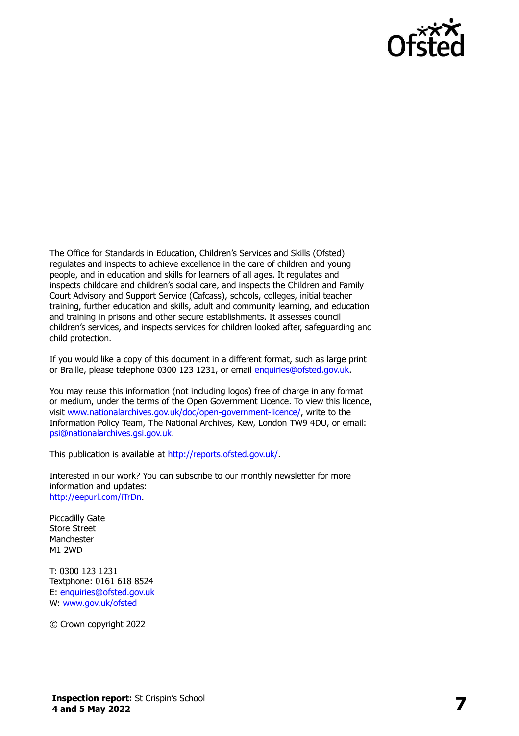The Office for Standards in Education, Children's Services and Skills (Ofsted) regulates and inspects to achieve excellence in the care of children and young people, and in education and skills for learners of all ages. It regulates and inspects childcare and children's social care, and inspects the Children and Family Court Advisory and Support Service (Cafcass), schools, colleges, initial teacher training, further education and skills, adult and community learning, and education and training in prisons and other secure establishments. It assesses council children's services, and inspects services for children looked after, safeguarding and child protection.

If you would like a copy of this document in a different format, such as large print or Braille, please telephone 0300 123 1231, or email enquiries@ofsted.gov.uk.

You may reuse this information (not including logos) free of charge in any format or medium, under the terms of the Open Government Licence. To view this licence, visit www.nationalarchives.gov.uk/doc/open-government-licence/, write to the Information Policy Team, The National Archives, Kew, London TW9 4DU, or email: psi@nationalarchives.gsi.gov.uk.

This publication is available at http://reports.ofsted.gov.uk/.

Interested in our work? You can subscribe to our monthly newsletter for more information and updates:
http://eepurl.com/iTrDn.

Piccadilly Gate
Store Street
Manchester
M1 2WD

T: 0300 123 1231
Textphone: 0161 618 8524
E: enquiries@ofsted.gov.uk
W: www.gov.uk/ofsted

© Crown copyright 2022